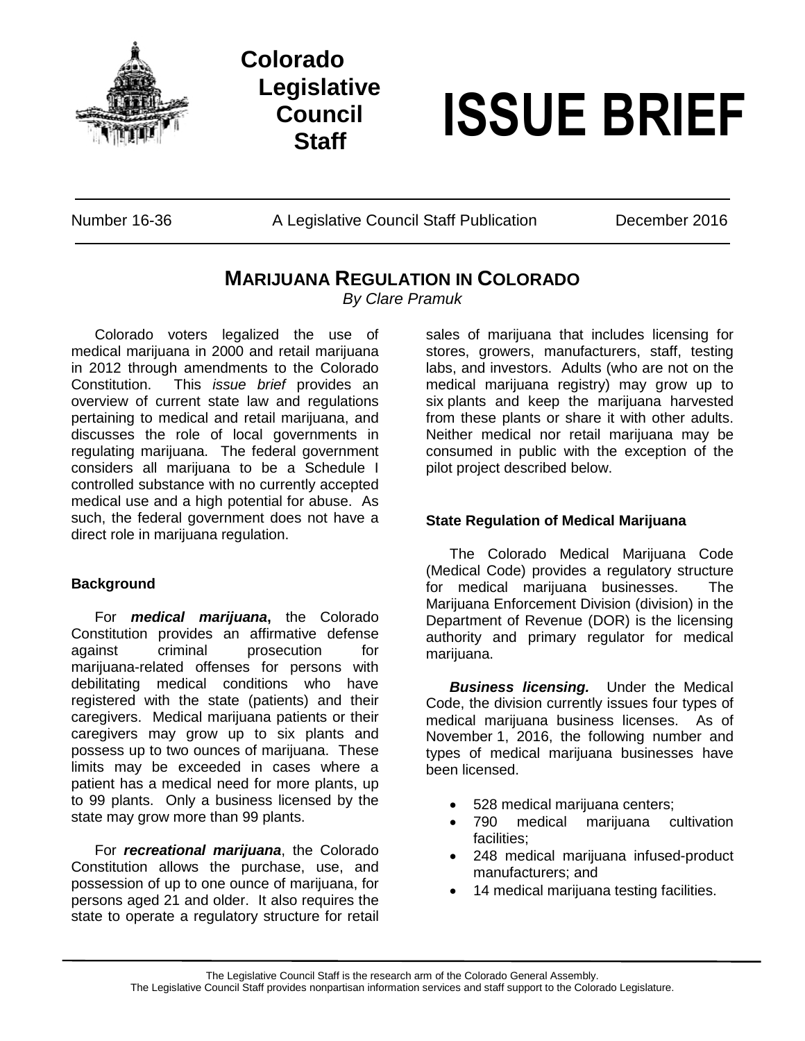Colorado Legislative Council Staff

# ISSUE BRIEF

Number 16-36 | A Legislative Council Staff Publication | December 2016

## MARIJUANA REGULATION IN COLORADO

*By Clare Pramuk*

Colorado voters legalized the use of medical marijuana in 2000 and retail marijuana in 2012 through amendments to the Colorado Constitution. This *issue brief* provides an overview of current state law and regulations pertaining to medical and retail marijuana, and discusses the role of local governments in regulating marijuana. The federal government considers all marijuana to be a Schedule I controlled substance with no currently accepted medical use and a high potential for abuse. As such, the federal government does not have a direct role in marijuana regulation.

### Background

For ***medical marijuana***, the Colorado Constitution provides an affirmative defense against criminal prosecution for marijuana-related offenses for persons with debilitating medical conditions who have registered with the state (patients) and their caregivers. Medical marijuana patients or their caregivers may grow up to six plants and possess up to two ounces of marijuana. These limits may be exceeded in cases where a patient has a medical need for more plants, up to 99 plants. Only a business licensed by the state may grow more than 99 plants.

For ***recreational marijuana***, the Colorado Constitution allows the purchase, use, and possession of up to one ounce of marijuana, for persons aged 21 and older. It also requires the state to operate a regulatory structure for retail sales of marijuana that includes licensing for stores, growers, manufacturers, staff, testing labs, and investors. Adults (who are not on the medical marijuana registry) may grow up to six plants and keep the marijuana harvested from these plants or share it with other adults. Neither medical nor retail marijuana may be consumed in public with the exception of the pilot project described below.

### State Regulation of Medical Marijuana

The Colorado Medical Marijuana Code (Medical Code) provides a regulatory structure for medical marijuana businesses. The Marijuana Enforcement Division (division) in the Department of Revenue (DOR) is the licensing authority and primary regulator for medical marijuana.

***Business licensing.*** Under the Medical Code, the division currently issues four types of medical marijuana business licenses. As of November 1, 2016, the following number and types of medical marijuana businesses have been licensed.

- 528 medical marijuana centers;
- 790 medical marijuana cultivation facilities;
- 248 medical marijuana infused-product manufacturers; and
- 14 medical marijuana testing facilities.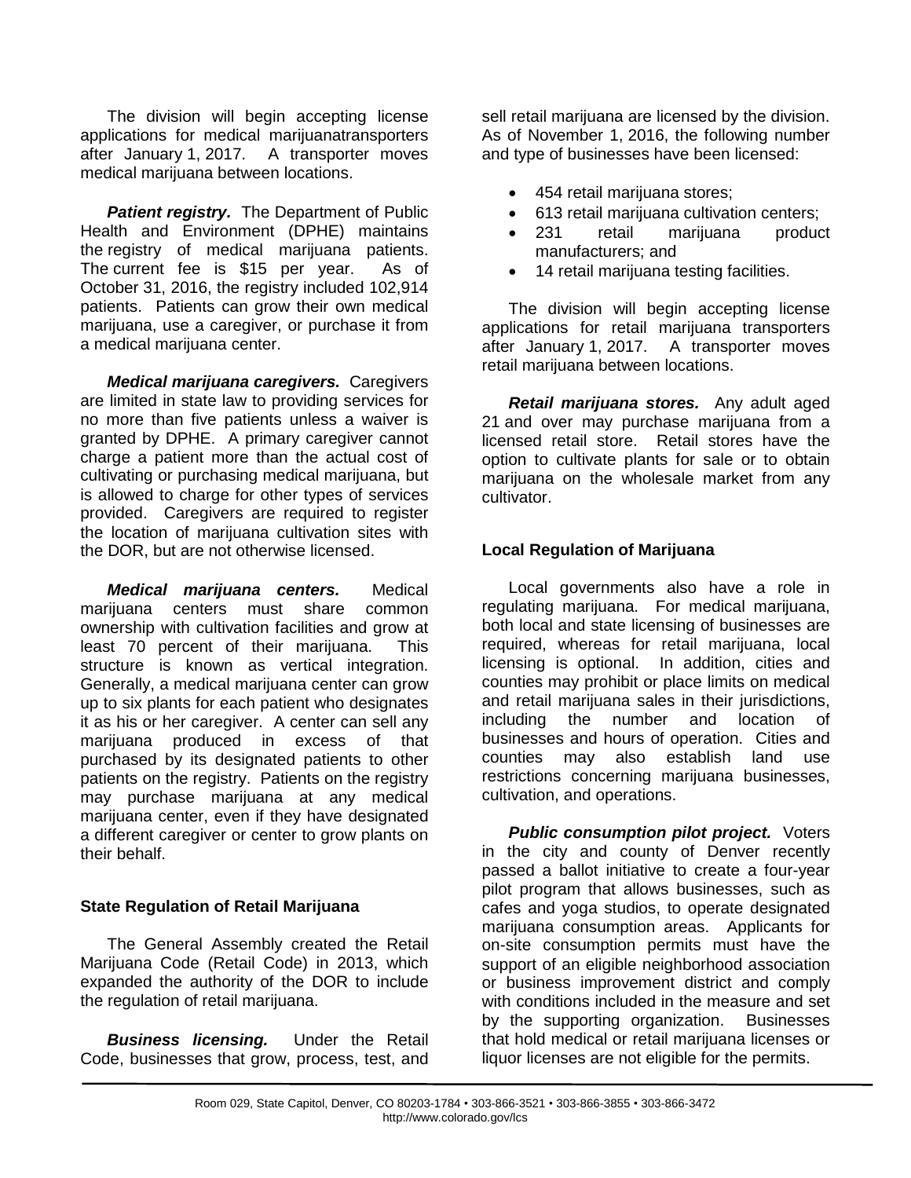The division will begin accepting license applications for medical marijuanatransporters after January 1, 2017. A transporter moves medical marijuana between locations.

***Patient registry.*** The Department of Public Health and Environment (DPHE) maintains the registry of medical marijuana patients. The current fee is $15 per year. As of October 31, 2016, the registry included 102,914 patients. Patients can grow their own medical marijuana, use a caregiver, or purchase it from a medical marijuana center.

***Medical marijuana caregivers.*** Caregivers are limited in state law to providing services for no more than five patients unless a waiver is granted by DPHE. A primary caregiver cannot charge a patient more than the actual cost of cultivating or purchasing medical marijuana, but is allowed to charge for other types of services provided. Caregivers are required to register the location of marijuana cultivation sites with the DOR, but are not otherwise licensed.

***Medical marijuana centers.*** Medical marijuana centers must share common ownership with cultivation facilities and grow at least 70 percent of their marijuana. This structure is known as vertical integration. Generally, a medical marijuana center can grow up to six plants for each patient who designates it as his or her caregiver. A center can sell any marijuana produced in excess of that purchased by its designated patients to other patients on the registry. Patients on the registry may purchase marijuana at any medical marijuana center, even if they have designated a different caregiver or center to grow plants on their behalf.

**State Regulation of Retail Marijuana**

The General Assembly created the Retail Marijuana Code (Retail Code) in 2013, which expanded the authority of the DOR to include the regulation of retail marijuana.

***Business licensing.*** Under the Retail Code, businesses that grow, process, test, and sell retail marijuana are licensed by the division. As of November 1, 2016, the following number and type of businesses have been licensed:

- 454 retail marijuana stores;
- 613 retail marijuana cultivation centers;
- 231 retail marijuana product manufacturers; and
- 14 retail marijuana testing facilities.

The division will begin accepting license applications for retail marijuana transporters after January 1, 2017. A transporter moves retail marijuana between locations.

***Retail marijuana stores.*** Any adult aged 21 and over may purchase marijuana from a licensed retail store. Retail stores have the option to cultivate plants for sale or to obtain marijuana on the wholesale market from any cultivator.

**Local Regulation of Marijuana**

Local governments also have a role in regulating marijuana. For medical marijuana, both local and state licensing of businesses are required, whereas for retail marijuana, local licensing is optional. In addition, cities and counties may prohibit or place limits on medical and retail marijuana sales in their jurisdictions, including the number and location of businesses and hours of operation. Cities and counties may also establish land use restrictions concerning marijuana businesses, cultivation, and operations.

***Public consumption pilot project.*** Voters in the city and county of Denver recently passed a ballot initiative to create a four-year pilot program that allows businesses, such as cafes and yoga studios, to operate designated marijuana consumption areas. Applicants for on-site consumption permits must have the support of an eligible neighborhood association or business improvement district and comply with conditions included in the measure and set by the supporting organization. Businesses that hold medical or retail marijuana licenses or liquor licenses are not eligible for the permits.